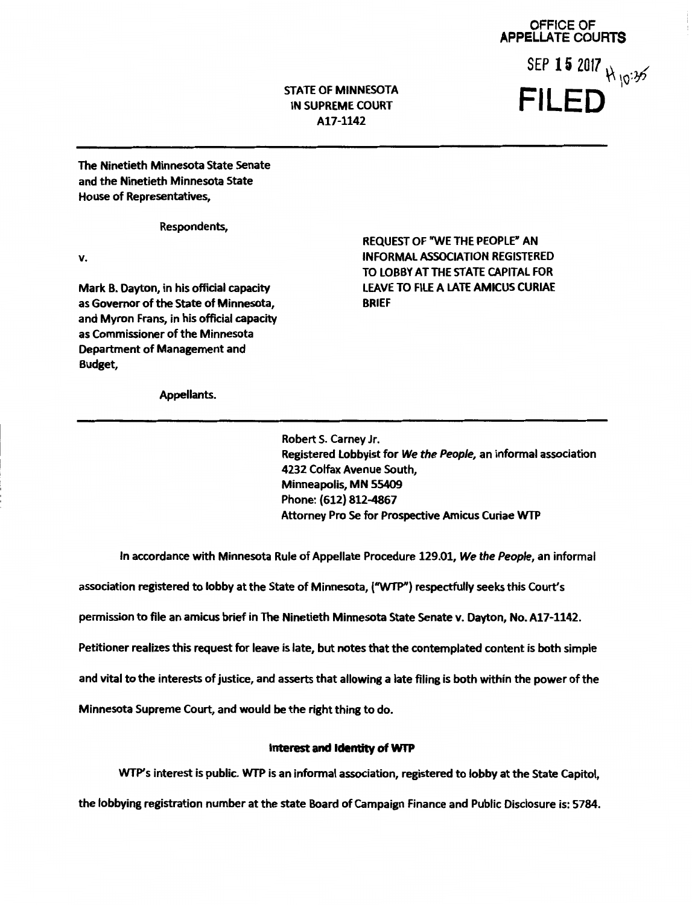OFFICE OF
APPELLATE COURTS

SEP 15 2017 H 10:35

**FILED**

STATE OF MINNESOTA
IN SUPREME COURT
A17-1142

The Ninetieth Minnesota State Senate and the Ninetieth Minnesota State House of Representatives,

Respondents,

v.

Mark B. Dayton, in his official capacity as Governor of the State of Minnesota, and Myron Frans, in his official capacity as Commissioner of the Minnesota Department of Management and Budget,

Appellants.

REQUEST OF "WE THE PEOPLE" AN INFORMAL ASSOCIATION REGISTERED TO LOBBY AT THE STATE CAPITAL FOR LEAVE TO FILE A LATE AMICUS CURIAE BRIEF

Robert S. Carney Jr.
Registered Lobbyist for *We the People*, an informal association
4232 Colfax Avenue South,
Minneapolis, MN 55409
Phone: (612) 812-4867
Attorney Pro Se for Prospective Amicus Curiae WTP

In accordance with Minnesota Rule of Appellate Procedure 129.01, *We the People*, an informal association registered to lobby at the State of Minnesota, ("WTP") respectfully seeks this Court's permission to file an amicus brief in The Ninetieth Minnesota State Senate v. Dayton, No. A17-1142. Petitioner realizes this request for leave is late, but notes that the contemplated content is both simple and vital to the interests of justice, and asserts that allowing a late filing is both within the power of the Minnesota Supreme Court, and would be the right thing to do.

**Interest and Identity of WTP**

WTP's interest is public. WTP is an informal association, registered to lobby at the State Capitol, the lobbying registration number at the state Board of Campaign Finance and Public Disclosure is: 5784.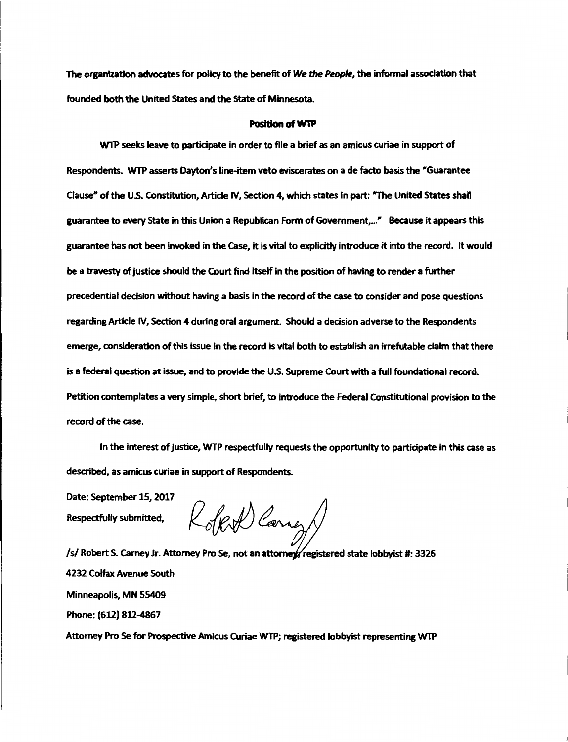The organization advocates for policy to the benefit of *We the People*, the informal association that founded both the United States and the State of Minnesota.

**Position of WTP**

WTP seeks leave to participate in order to file a brief as an amicus curiae in support of Respondents. WTP asserts Dayton's line-item veto eviscerates on a de facto basis the "Guarantee Clause" of the U.S. Constitution, Article IV, Section 4, which states in part: "The United States shall guarantee to every State in this Union a Republican Form of Government,..." Because it appears this guarantee has not been invoked in the Case, it is vital to explicitly introduce it into the record. It would be a travesty of justice should the Court find itself in the position of having to render a further precedential decision without having a basis in the record of the case to consider and pose questions regarding Article IV, Section 4 during oral argument. Should a decision adverse to the Respondents emerge, consideration of this issue in the record is vital both to establish an irrefutable claim that there is a federal question at issue, and to provide the U.S. Supreme Court with a full foundational record. Petition contemplates a very simple, short brief, to introduce the Federal Constitutional provision to the record of the case.

In the interest of justice, WTP respectfully requests the opportunity to participate in this case as described, as amicus curiae in support of Respondents.

Date: September 15, 2017

Respectfully submitted,

/s/ Robert S. Carney Jr. Attorney Pro Se, not an attorney; registered state lobbyist #: 3326

4232 Colfax Avenue South

Minneapolis, MN 55409

Phone: (612) 812-4867

Attorney Pro Se for Prospective Amicus Curiae WTP; registered lobbyist representing WTP